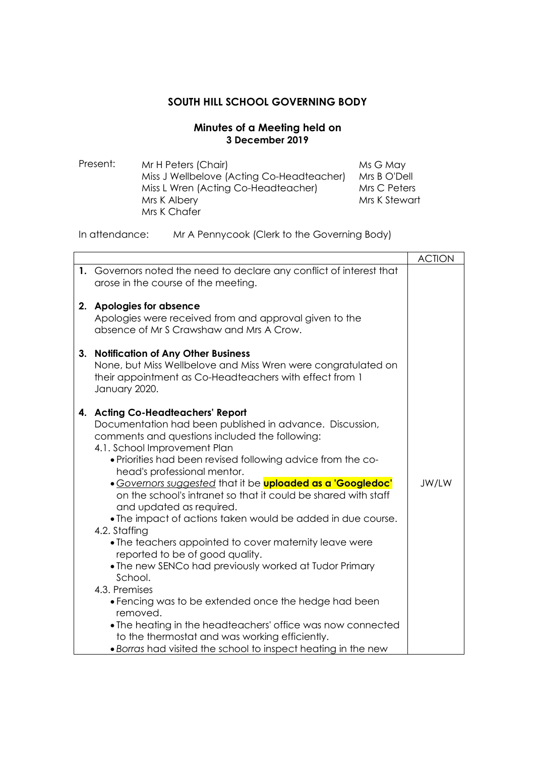**SOUTH HILL SCHOOL GOVERNING BODY**

**Minutes of a Meeting held on**
**3 December 2019**

Present:

| | |
|---|---|
| Mr H Peters (Chair) | Ms G May |
| Miss J Wellbelove (Acting Co-Headteacher) | Mrs B O'Dell |
| Miss L Wren (Acting Co-Headteacher) | Mrs C Peters |
| Mrs K Albery | Mrs K Stewart |
| Mrs K Chafer | |

In attendance: Mr A Pennycook (Clerk to the Governing Body)

| | ACTION |
|---|---|
| **1.** Governors noted the need to declare any conflict of interest that arose in the course of the meeting. | |
| **2. Apologies for absence**<br>Apologies were received from and approval given to the absence of Mr S Crawshaw and Mrs A Crow. | |
| **3. Notification of Any Other Business**<br>None, but Miss Wellbelove and Miss Wren were congratulated on their appointment as Co-Headteachers with effect from 1 January 2020. | |
| **4. Acting Co-Headteachers' Report**<br>Documentation had been published in advance. Discussion, comments and questions included the following:<br>4.1. School Improvement Plan<br>• Priorities had been revised following advice from the co-head's professional mentor.<br>• *Governors suggested* that it be **uploaded as a 'Googledoc'** on the school's intranet so that it could be shared with staff and updated as required.<br>• The impact of actions taken would be added in due course.<br>4.2. Staffing<br>• The teachers appointed to cover maternity leave were reported to be of good quality.<br>• The new SENCo had previously worked at Tudor Primary School.<br>4.3. Premises<br>• Fencing was to be extended once the hedge had been removed.<br>• The heating in the headteachers' office was now connected to the thermostat and was working efficiently.<br>• *Borras* had visited the school to inspect heating in the new | JW/LW |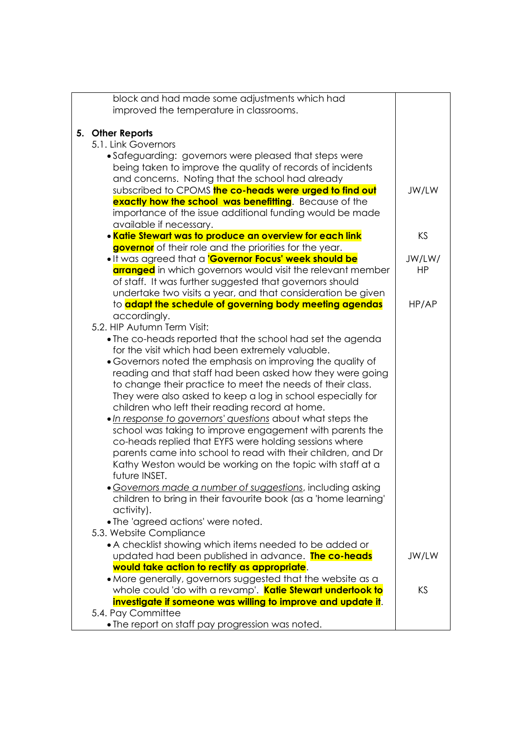| | |
|---|---|
| block and had made some adjustments which had improved the temperature in classrooms. | |
| **5. Other Reports** | |
| 5.1. Link Governors | |
| • Safeguarding: governors were pleased that steps were being taken to improve the quality of records of incidents and concerns. Noting that the school had already subscribed to CPOMS **the co-heads were urged to find out exactly how the school was benefitting**. Because of the importance of the issue additional funding would be made available if necessary. | JW/LW |
| • **Katie Stewart was to produce an overview for each link governor** of their role and the priorities for the year. | KS |
| • It was agreed that a **'Governor Focus' week should be arranged** in which governors would visit the relevant member of staff. It was further suggested that governors should undertake two visits a year, and that consideration be given to **adapt the schedule of governing body meeting agendas** accordingly. | JW/LW/ HP<br><br>HP/AP |
| 5.2. HIP Autumn Term Visit: | |
| • The co-heads reported that the school had set the agenda for the visit which had been extremely valuable. | |
| • Governors noted the emphasis on improving the quality of reading and that staff had been asked how they were going to change their practice to meet the needs of their class. They were also asked to keep a log in school especially for children who left their reading record at home. | |
| • *In response to governors' questions* about what steps the school was taking to improve engagement with parents the co-heads replied that EYFS were holding sessions where parents came into school to read with their children, and Dr Kathy Weston would be working on the topic with staff at a future INSET. | |
| • *Governors made a number of suggestions*, including asking children to bring in their favourite book (as a 'home learning' activity). | |
| • The 'agreed actions' were noted. | |
| 5.3. Website Compliance | |
| • A checklist showing which items needed to be added or updated had been published in advance. **The co-heads would take action to rectify as appropriate**. | JW/LW |
| • More generally, governors suggested that the website as a whole could 'do with a revamp'. **Katie Stewart undertook to investigate if someone was willing to improve and update it**. | KS |
| 5.4. Pay Committee | |
| • The report on staff pay progression was noted. | |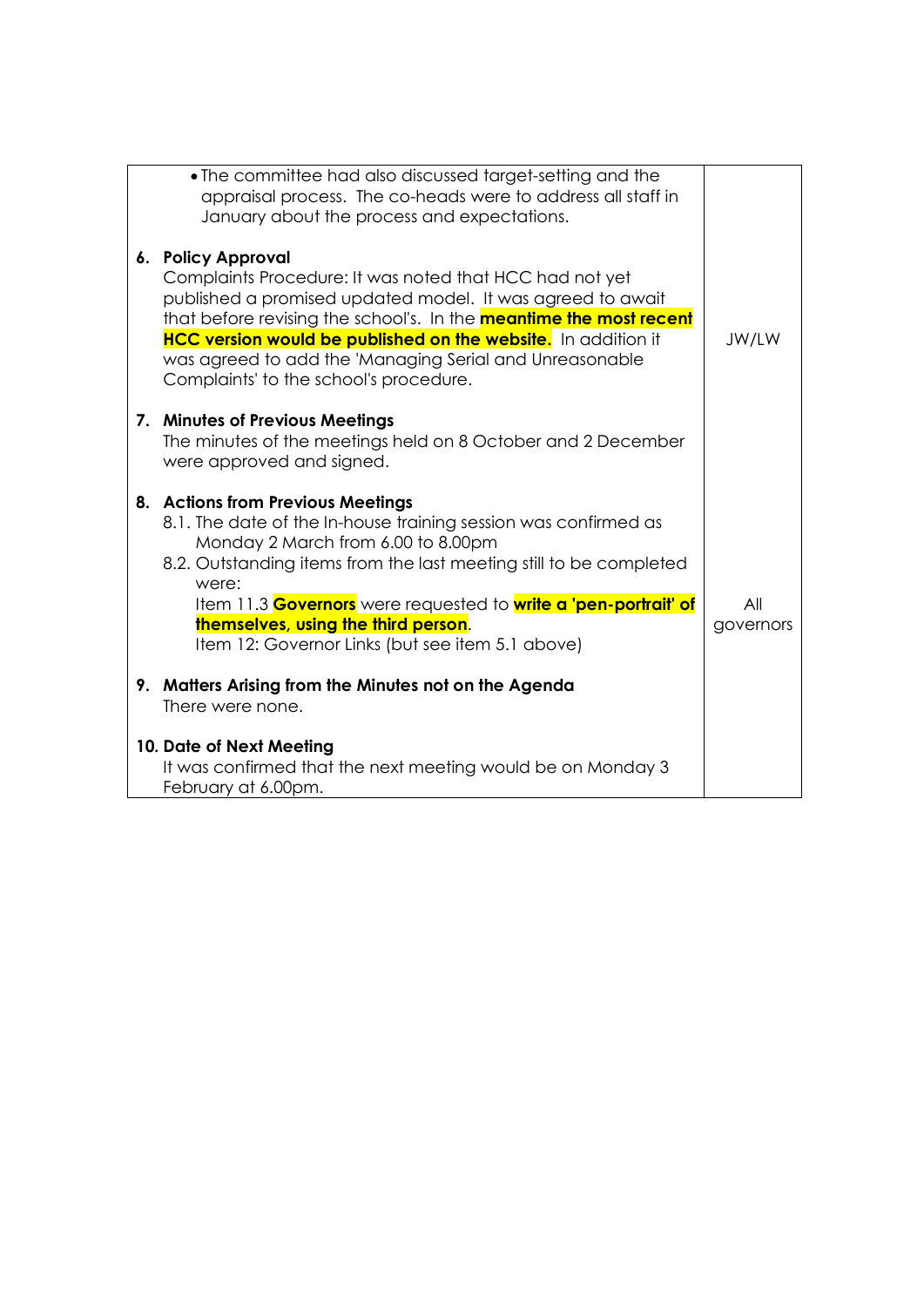| | |
|---|---|
| • The committee had also discussed target-setting and the appraisal process. The co-heads were to address all staff in January about the process and expectations. | |
| **6. Policy Approval**<br>Complaints Procedure: It was noted that HCC had not yet published a promised updated model. It was agreed to await that before revising the school's. In the **meantime the most recent HCC version would be published on the website.** In addition it was agreed to add the 'Managing Serial and Unreasonable Complaints' to the school's procedure. | JW/LW |
| **7. Minutes of Previous Meetings**<br>The minutes of the meetings held on 8 October and 2 December were approved and signed. | |
| **8. Actions from Previous Meetings**<br>8.1. The date of the In-house training session was confirmed as Monday 2 March from 6.00 to 8.00pm<br>8.2. Outstanding items from the last meeting still to be completed were:<br>Item 11.3 **Governors** were requested to **write a 'pen-portrait' of themselves, using the third person**.<br>Item 12: Governor Links (but see item 5.1 above) | All governors |
| **9. Matters Arising from the Minutes not on the Agenda**<br>There were none. | |
| **10. Date of Next Meeting**<br>It was confirmed that the next meeting would be on Monday 3 February at 6.00pm. | |